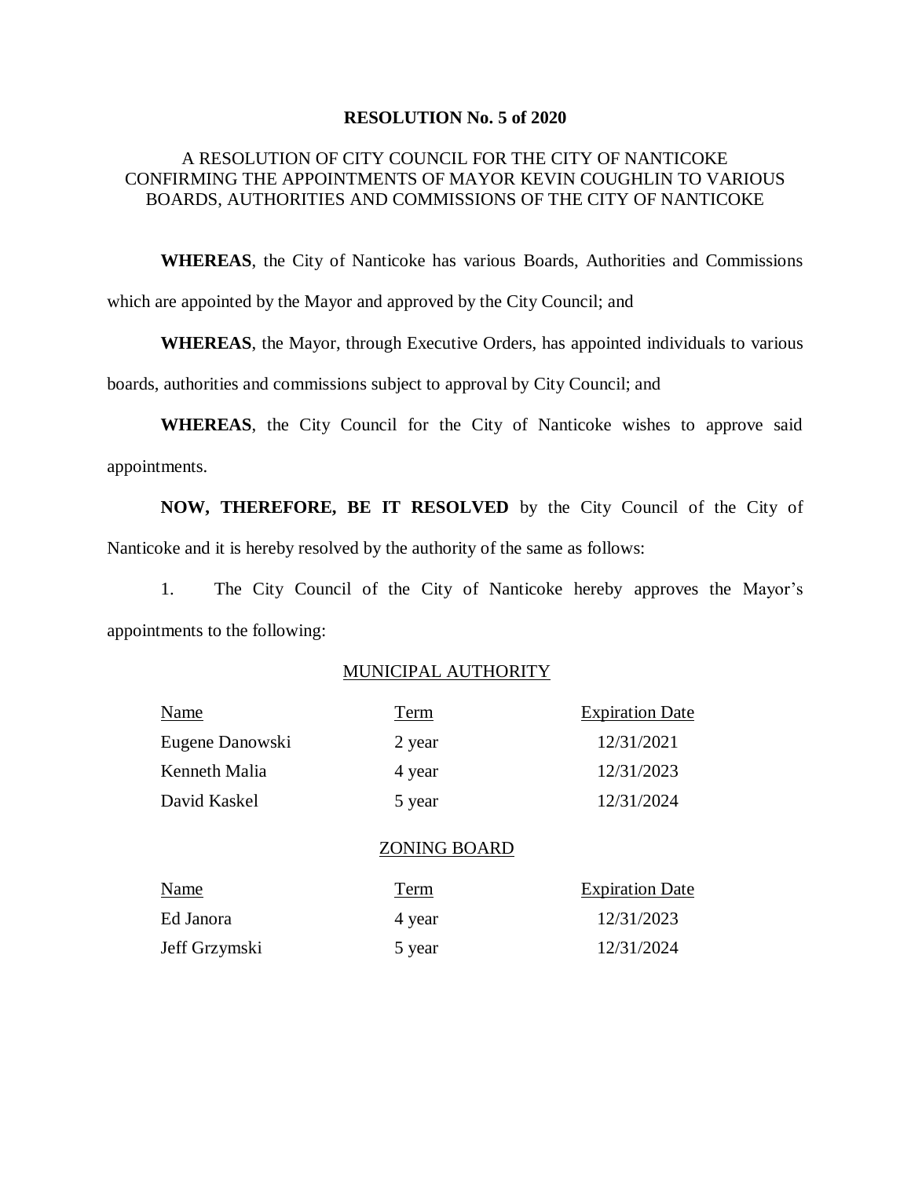# RESOLUTION No. 5 of 2020

A RESOLUTION OF CITY COUNCIL FOR THE CITY OF NANTICOKE CONFIRMING THE APPOINTMENTS OF MAYOR KEVIN COUGHLIN TO VARIOUS BOARDS, AUTHORITIES AND COMMISSIONS OF THE CITY OF NANTICOKE

**WHEREAS**, the City of Nanticoke has various Boards, Authorities and Commissions which are appointed by the Mayor and approved by the City Council; and

**WHEREAS**, the Mayor, through Executive Orders, has appointed individuals to various boards, authorities and commissions subject to approval by City Council; and

**WHEREAS**, the City Council for the City of Nanticoke wishes to approve said appointments.

**NOW, THEREFORE, BE IT RESOLVED** by the City Council of the City of Nanticoke and it is hereby resolved by the authority of the same as follows:

1. The City Council of the City of Nanticoke hereby approves the Mayor's appointments to the following:

## MUNICIPAL AUTHORITY

| Name | Term | Expiration Date |
|---|---|---|
| Eugene Danowski | 2 year | 12/31/2021 |
| Kenneth Malia | 4 year | 12/31/2023 |
| David Kaskel | 5 year | 12/31/2024 |

## ZONING BOARD

| Name | Term | Expiration Date |
|---|---|---|
| Ed Janora | 4 year | 12/31/2023 |
| Jeff Grzymski | 5 year | 12/31/2024 |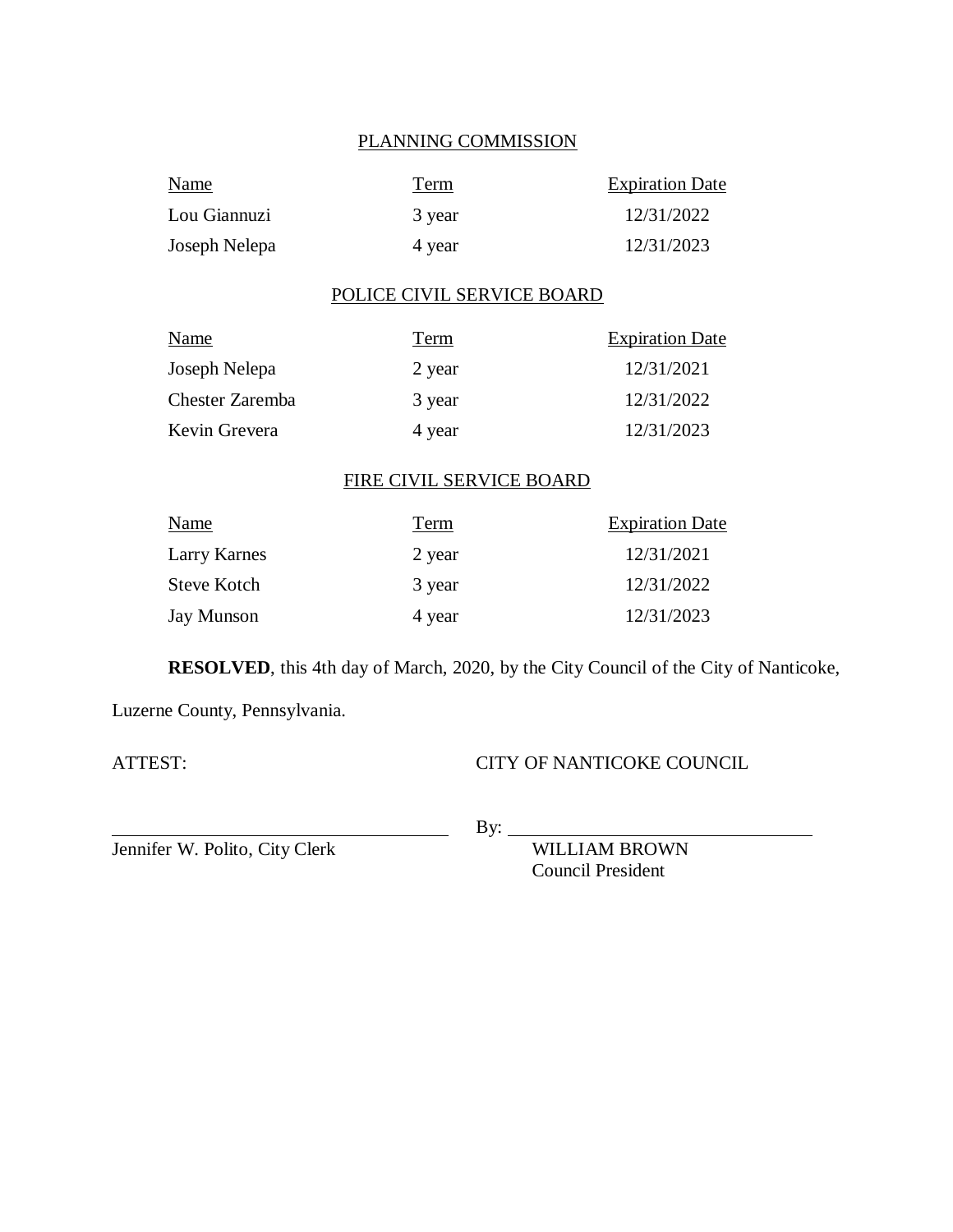## PLANNING COMMISSION

| Name | Term | Expiration Date |
|---|---|---|
| Lou Giannuzi | 3 year | 12/31/2022 |
| Joseph Nelepa | 4 year | 12/31/2023 |

## POLICE CIVIL SERVICE BOARD

| Name | Term | Expiration Date |
|---|---|---|
| Joseph Nelepa | 2 year | 12/31/2021 |
| Chester Zaremba | 3 year | 12/31/2022 |
| Kevin Grevera | 4 year | 12/31/2023 |

## FIRE CIVIL SERVICE BOARD

| Name | Term | Expiration Date |
|---|---|---|
| Larry Karnes | 2 year | 12/31/2021 |
| Steve Kotch | 3 year | 12/31/2022 |
| Jay Munson | 4 year | 12/31/2023 |

**RESOLVED**, this 4th day of March, 2020, by the City Council of the City of Nanticoke, Luzerne County, Pennsylvania.

ATTEST:

CITY OF NANTICOKE COUNCIL

______________________________
Jennifer W. Polito, City Clerk

By: ______________________________
WILLIAM BROWN
Council President